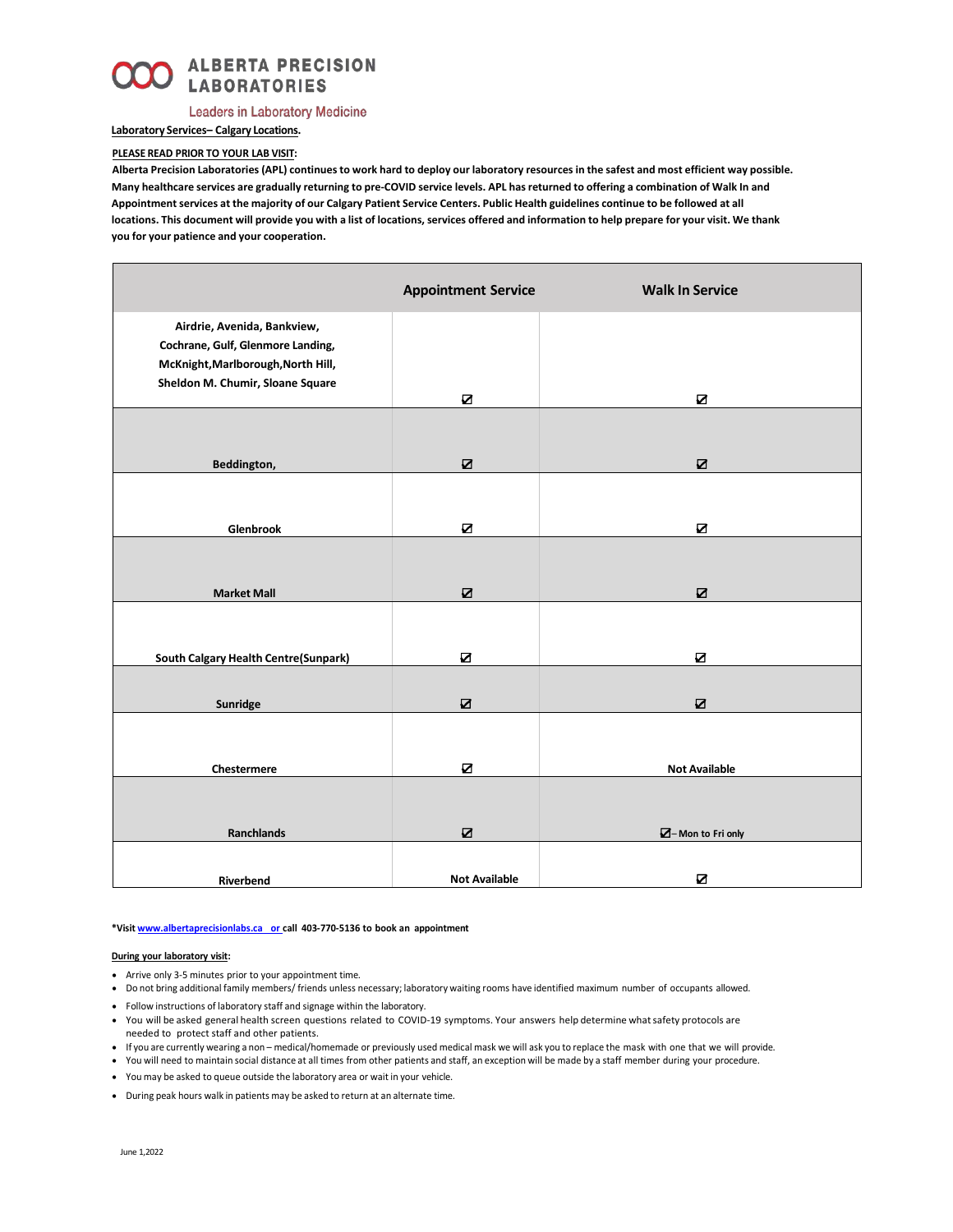# ALBERTA PRECISION LABORATORIES

Leaders in Laboratory Medicine

**Laboratory Services– Calgary Locations.**

**PLEASE READ PRIOR TO YOUR LAB VISIT:**

**Alberta Precision Laboratories (APL) continues to work hard to deploy our laboratory resources in the safest and most efficient way possible. Many healthcare services are gradually returning to pre-COVID service levels. APL has returned to offering a combination of Walk In and Appointment services at the majority of our Calgary Patient Service Centers. Public Health guidelines continue to be followed at all locations. This document will provide you with a list of locations, services offered and information to help prepare for your visit. We thank you for your patience and your cooperation.**

| | Appointment Service | Walk In Service |
|---|---|---|
| Airdrie, Avenida, Bankview, Cochrane, Gulf, Glenmore Landing, McKnight,Marlborough,North Hill, Sheldon M. Chumir, Sloane Square | ☑ | ☑ |
| Beddington, | ☑ | ☑ |
| Glenbrook | ☑ | ☑ |
| Market Mall | ☑ | ☑ |
| South Calgary Health Centre(Sunpark) | ☑ | ☑ |
| Sunridge | ☑ | ☑ |
| Chestermere | ☑ | Not Available |
| Ranchlands | ☑ | ☑– Mon to Fri only |
| Riverbend | Not Available | ☑ |

**\*Visit www.albertaprecisionlabs.ca or call 403-770-5136 to book an appointment**

**During your laboratory visit:**

- Arrive only 3-5 minutes prior to your appointment time.
- Do not bring additional family members/ friends unless necessary; laboratory waiting rooms have identified maximum number of occupants allowed.
- Follow instructions of laboratory staff and signage within the laboratory.
- You will be asked general health screen questions related to COVID-19 symptoms. Your answers help determine what safety protocols are needed to protect staff and other patients.
- If you are currently wearing a non – medical/homemade or previously used medical mask we will ask you to replace the mask with one that we will provide.
- You will need to maintain social distance at all times from other patients and staff, an exception will be made by a staff member during your procedure.
- You may be asked to queue outside the laboratory area or wait in your vehicle.
- During peak hours walk in patients may be asked to return at an alternate time.

June 1,2022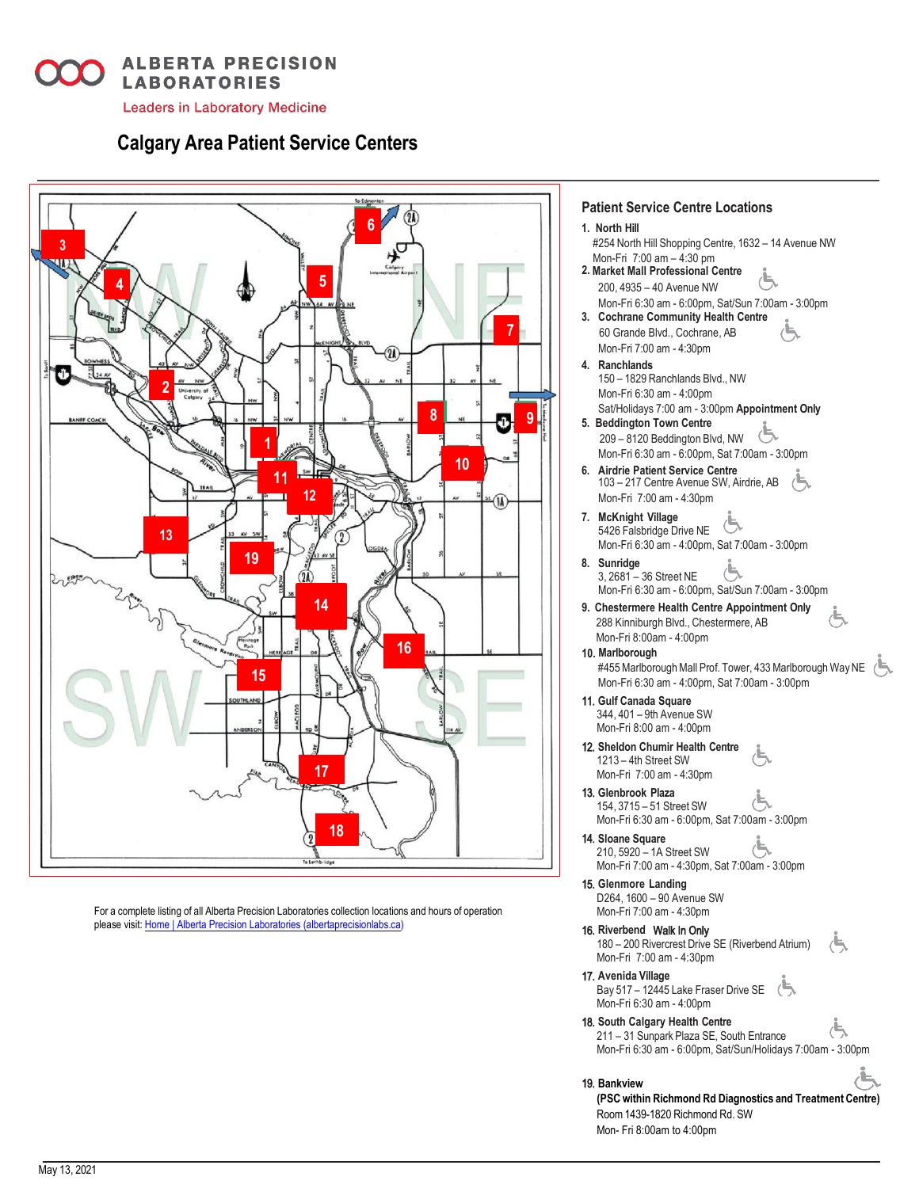**ALBERTA PRECISION LABORATORIES**

Leaders in Laboratory Medicine

# Calgary Area Patient Service Centers

For a complete listing of all Alberta Precision Laboratories collection locations and hours of operation please visit: Home | Alberta Precision Laboratories (albertaprecisionlabs.ca)

## Patient Service Centre Locations

1. **North Hill**
   #254 North Hill Shopping Centre, 1632 – 14 Avenue NW
   Mon-Fri 7:00 am – 4:30 pm
2. **Market Mall Professional Centre**
   200, 4935 – 40 Avenue NW
   Mon-Fri 6:30 am - 6:00pm, Sat/Sun 7:00am - 3:00pm
3. **Cochrane Community Health Centre**
   60 Grande Blvd., Cochrane, AB
   Mon-Fri 7:00 am - 4:30pm
4. **Ranchlands**
   150 – 1829 Ranchlands Blvd., NW
   Mon-Fri 6:30 am - 4:00pm
   Sat/Holidays 7:00 am - 3:00pm **Appointment Only**
5. **Beddington Town Centre**
   209 – 8120 Beddington Blvd, NW
   Mon-Fri 6:30 am - 6:00pm, Sat 7:00am - 3:00pm
6. **Airdrie Patient Service Centre**
   103 – 217 Centre Avenue SW, Airdrie, AB
   Mon-Fri 7:00 am - 4:30pm
7. **McKnight Village**
   5426 Falsbridge Drive NE
   Mon-Fri 6:30 am - 4:00pm, Sat 7:00am - 3:00pm
8. **Sunridge**
   3, 2681 – 36 Street NE
   Mon-Fri 6:30 am - 6:00pm, Sat/Sun 7:00am - 3:00pm
9. **Chestermere Health Centre Appointment Only**
   288 Kinniburgh Blvd., Chestermere, AB
   Mon-Fri 8:00am - 4:00pm
10. **Marlborough**
    #455 Marlborough Mall Prof. Tower, 433 Marlborough Way NE
    Mon-Fri 6:30 am - 4:00pm, Sat 7:00am - 3:00pm
11. **Gulf Canada Square**
    344, 401 – 9th Avenue SW
    Mon-Fri 8:00 am - 4:00pm
12. **Sheldon Chumir Health Centre**
    1213 – 4th Street SW
    Mon-Fri 7:00 am - 4:30pm
13. **Glenbrook Plaza**
    154, 3715 – 51 Street SW
    Mon-Fri 6:30 am - 6:00pm, Sat 7:00am - 3:00pm
14. **Sloane Square**
    210, 5920 – 1A Street SW
    Mon-Fri 7:00 am - 4:30pm, Sat 7:00am - 3:00pm
15. **Glenmore Landing**
    D264, 1600 – 90 Avenue SW
    Mon-Fri 7:00 am - 4:30pm
16. **Riverbend Walk In Only**
    180 – 200 Rivercrest Drive SE (Riverbend Atrium)
    Mon-Fri 7:00 am - 4:30pm
17. **Avenida Village**
    Bay 517 – 12445 Lake Fraser Drive SE
    Mon-Fri 6:30 am - 4:00pm
18. **South Calgary Health Centre**
    211 – 31 Sunpark Plaza SE, South Entrance
    Mon-Fri 6:30 am - 6:00pm, Sat/Sun/Holidays 7:00am - 3:00pm
19. **Bankview**
    **(PSC within Richmond Rd Diagnostics and Treatment Centre)**
    Room 1439-1820 Richmond Rd. SW
    Mon- Fri 8:00am to 4:00pm

May 13, 2021